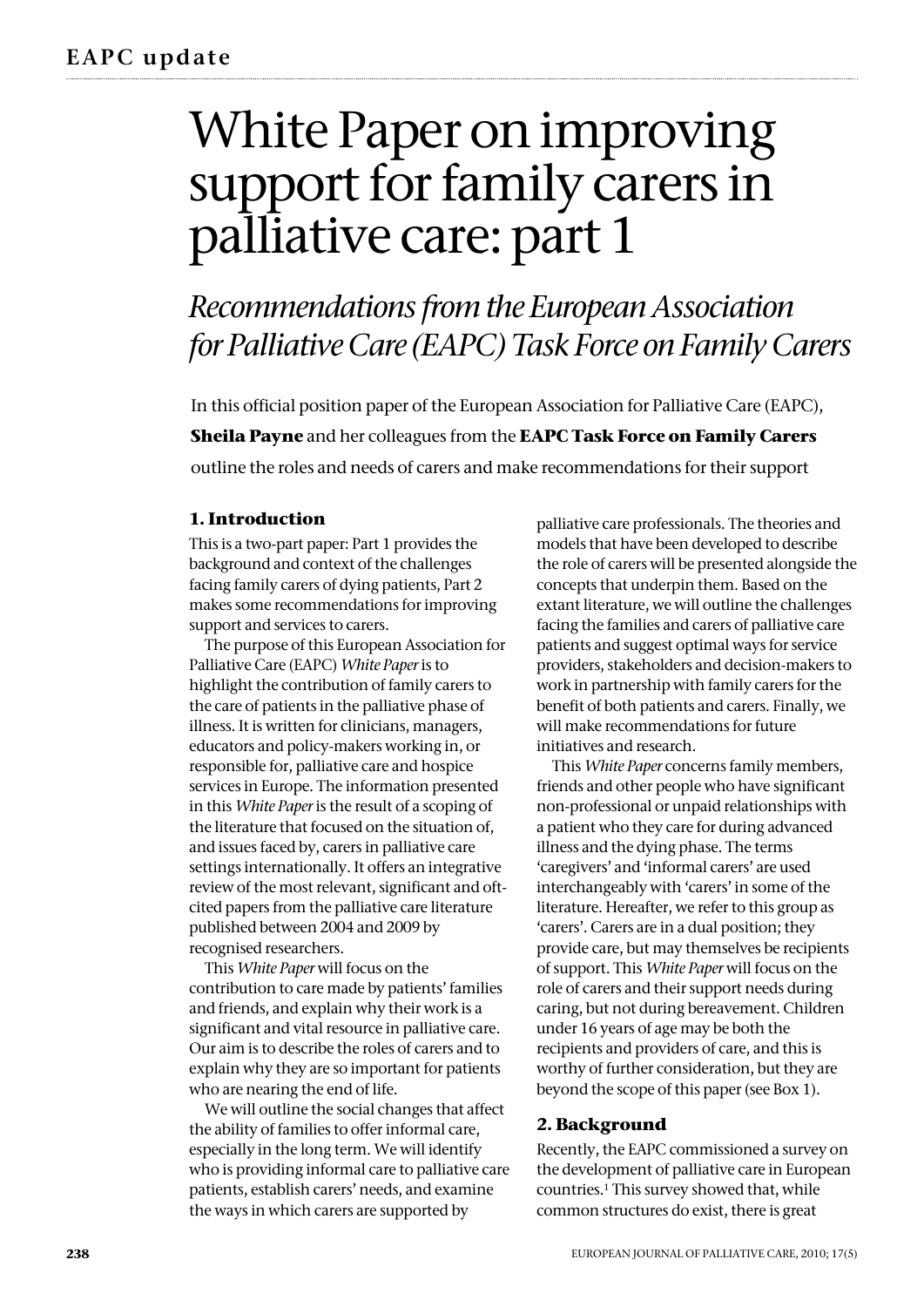# White Paper on improving support for family carers in palliative care: part 1

## *Recommendations from the European Association for Palliative Care (EAPC) Task Force on Family Carers*

In this official position paper of the European Association for Palliative Care (EAPC), **Sheila Payne** and her colleagues from the **EAPC Task Force on Family Carers** outline the roles and needs of carers and make recommendations for their support

### 1. Introduction

This is a two-part paper: Part 1 provides the background and context of the challenges facing family carers of dying patients, Part 2 makes some recommendations for improving support and services to carers.

The purpose of this European Association for Palliative Care (EAPC) *White Paper* is to highlight the contribution of family carers to the care of patients in the palliative phase of illness. It is written for clinicians, managers, educators and policy-makers working in, or responsible for, palliative care and hospice services in Europe. The information presented in this *White Paper* is the result of a scoping of the literature that focused on the situation of, and issues faced by, carers in palliative care settings internationally. It offers an integrative review of the most relevant, significant and oft-cited papers from the palliative care literature published between 2004 and 2009 by recognised researchers.

This *White Paper* will focus on the contribution to care made by patients' families and friends, and explain why their work is a significant and vital resource in palliative care. Our aim is to describe the roles of carers and to explain why they are so important for patients who are nearing the end of life.

We will outline the social changes that affect the ability of families to offer informal care, especially in the long term. We will identify who is providing informal care to palliative care patients, establish carers' needs, and examine the ways in which carers are supported by palliative care professionals. The theories and models that have been developed to describe the role of carers will be presented alongside the concepts that underpin them. Based on the extant literature, we will outline the challenges facing the families and carers of palliative care patients and suggest optimal ways for service providers, stakeholders and decision-makers to work in partnership with family carers for the benefit of both patients and carers. Finally, we will make recommendations for future initiatives and research.

This *White Paper* concerns family members, friends and other people who have significant non-professional or unpaid relationships with a patient who they care for during advanced illness and the dying phase. The terms 'caregivers' and 'informal carers' are used interchangeably with 'carers' in some of the literature. Hereafter, we refer to this group as 'carers'. Carers are in a dual position; they provide care, but may themselves be recipients of support. This *White Paper* will focus on the role of carers and their support needs during caring, but not during bereavement. Children under 16 years of age may be both the recipients and providers of care, and this is worthy of further consideration, but they are beyond the scope of this paper (see Box 1).

### 2. Background

Recently, the EAPC commissioned a survey on the development of palliative care in European countries.[1] This survey showed that, while common structures do exist, there is great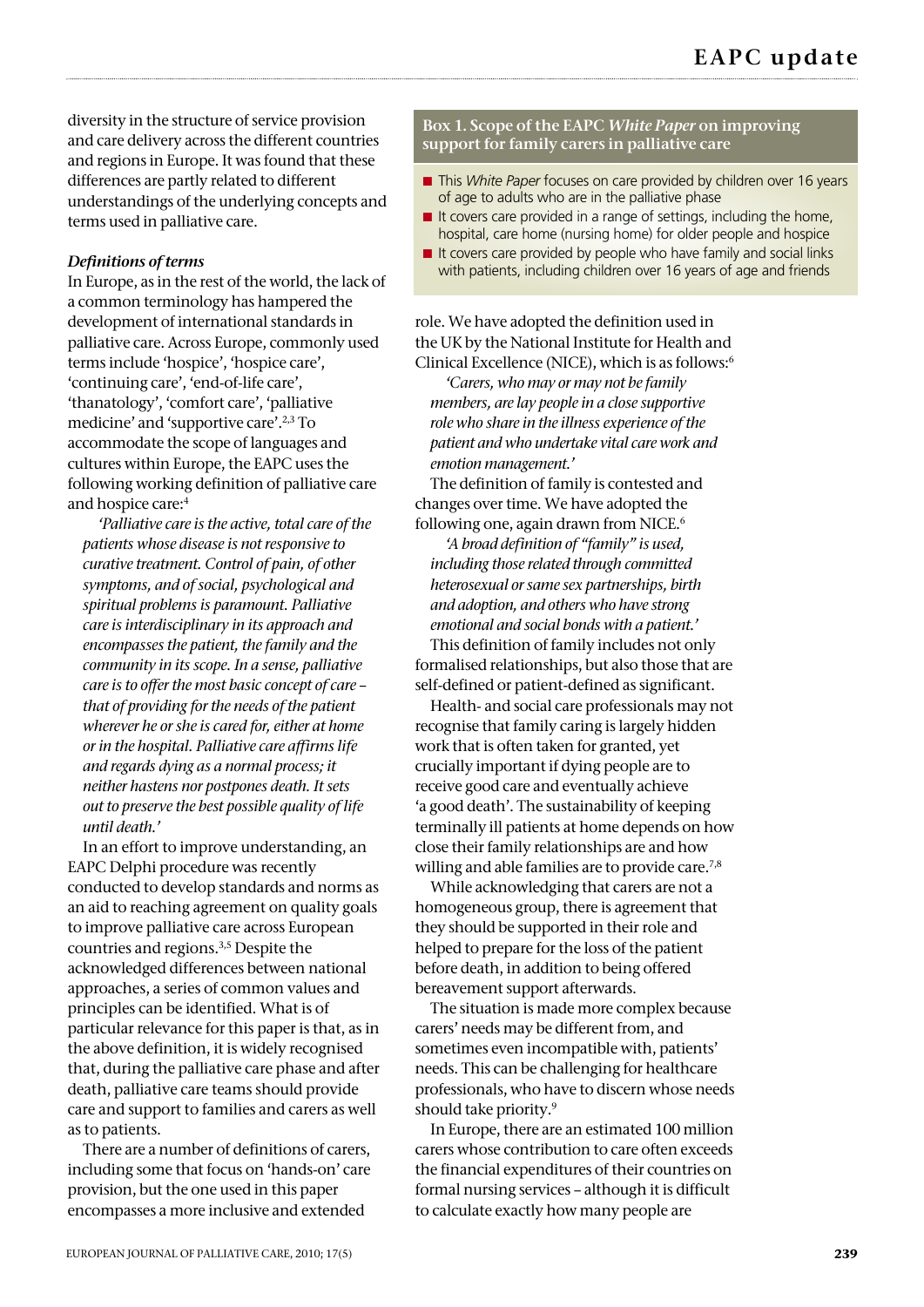diversity in the structure of service provision and care delivery across the different countries and regions in Europe. It was found that these differences are partly related to different understandings of the underlying concepts and terms used in palliative care.

### *Definitions of terms*

In Europe, as in the rest of the world, the lack of a common terminology has hampered the development of international standards in palliative care. Across Europe, commonly used terms include 'hospice', 'hospice care', 'continuing care', 'end-of-life care', 'thanatology', 'comfort care', 'palliative medicine' and 'supportive care'.[2,3] To accommodate the scope of languages and cultures within Europe, the EAPC uses the following working definition of palliative care and hospice care:[4]

> *'Palliative care is the active, total care of the patients whose disease is not responsive to curative treatment. Control of pain, of other symptoms, and of social, psychological and spiritual problems is paramount. Palliative care is interdisciplinary in its approach and encompasses the patient, the family and the community in its scope. In a sense, palliative care is to offer the most basic concept of care – that of providing for the needs of the patient wherever he or she is cared for, either at home or in the hospital. Palliative care affirms life and regards dying as a normal process; it neither hastens nor postpones death. It sets out to preserve the best possible quality of life until death.'*

In an effort to improve understanding, an EAPC Delphi procedure was recently conducted to develop standards and norms as an aid to reaching agreement on quality goals to improve palliative care across European countries and regions.[3,5] Despite the acknowledged differences between national approaches, a series of common values and principles can be identified. What is of particular relevance for this paper is that, as in the above definition, it is widely recognised that, during the palliative care phase and after death, palliative care teams should provide care and support to families and carers as well as to patients.

There are a number of definitions of carers, including some that focus on 'hands-on' care provision, but the one used in this paper encompasses a more inclusive and extended role. We have adopted the definition used in the UK by the National Institute for Health and Clinical Excellence (NICE), which is as follows:[6]

> *'Carers, who may or may not be family members, are lay people in a close supportive role who share in the illness experience of the patient and who undertake vital care work and emotion management.'*

The definition of family is contested and changes over time. We have adopted the following one, again drawn from NICE.[6]

> *'A broad definition of "family" is used, including those related through committed heterosexual or same sex partnerships, birth and adoption, and others who have strong emotional and social bonds with a patient.'*

This definition of family includes not only formalised relationships, but also those that are self-defined or patient-defined as significant.

Health- and social care professionals may not recognise that family caring is largely hidden work that is often taken for granted, yet crucially important if dying people are to receive good care and eventually achieve 'a good death'. The sustainability of keeping terminally ill patients at home depends on how close their family relationships are and how willing and able families are to provide care.[7,8]

While acknowledging that carers are not a homogeneous group, there is agreement that they should be supported in their role and helped to prepare for the loss of the patient before death, in addition to being offered bereavement support afterwards.

The situation is made more complex because carers' needs may be different from, and sometimes even incompatible with, patients' needs. This can be challenging for healthcare professionals, who have to discern whose needs should take priority.[9]

In Europe, there are an estimated 100 million carers whose contribution to care often exceeds the financial expenditures of their countries on formal nursing services – although it is difficult to calculate exactly how many people are

---

**Box 1. Scope of the EAPC *White Paper* on improving support for family carers in palliative care**

- This *White Paper* focuses on care provided by children over 16 years of age to adults who are in the palliative phase
- It covers care provided in a range of settings, including the home, hospital, care home (nursing home) for older people and hospice
- It covers care provided by people who have family and social links with patients, including children over 16 years of age and friends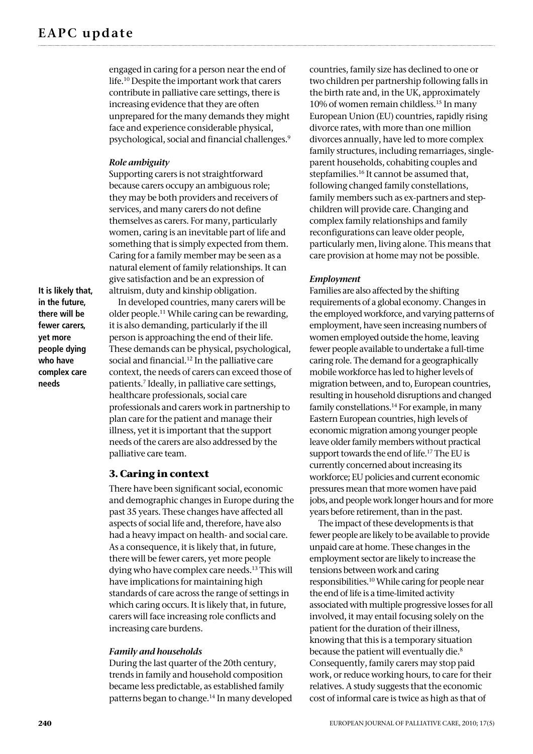engaged in caring for a person near the end of life.[10] Despite the important work that carers contribute in palliative care settings, there is increasing evidence that they are often unprepared for the many demands they might face and experience considerable physical, psychological, social and financial challenges.[9]

### *Role ambiguity*

Supporting carers is not straightforward because carers occupy an ambiguous role; they may be both providers and receivers of services, and many carers do not define themselves as carers. For many, particularly women, caring is an inevitable part of life and something that is simply expected from them. Caring for a family member may be seen as a natural element of family relationships. It can give satisfaction and be an expression of altruism, duty and kinship obligation.

In developed countries, many carers will be older people.[11] While caring can be rewarding, it is also demanding, particularly if the ill person is approaching the end of their life. These demands can be physical, psychological, social and financial.[12] In the palliative care context, the needs of carers can exceed those of patients.[7] Ideally, in palliative care settings, healthcare professionals, social care professionals and carers work in partnership to plan care for the patient and manage their illness, yet it is important that the support needs of the carers are also addressed by the palliative care team.

**It is likely that, in the future, there will be fewer carers, yet more people dying who have complex care needs**

## 3. Caring in context

There have been significant social, economic and demographic changes in Europe during the past 35 years. These changes have affected all aspects of social life and, therefore, have also had a heavy impact on health- and social care. As a consequence, it is likely that, in future, there will be fewer carers, yet more people dying who have complex care needs.[13] This will have implications for maintaining high standards of care across the range of settings in which caring occurs. It is likely that, in future, carers will face increasing role conflicts and increasing care burdens.

### *Family and households*

During the last quarter of the 20th century, trends in family and household composition became less predictable, as established family patterns began to change.[14] In many developed countries, family size has declined to one or two children per partnership following falls in the birth rate and, in the UK, approximately 10% of women remain childless.[15] In many European Union (EU) countries, rapidly rising divorce rates, with more than one million divorces annually, have led to more complex family structures, including remarriages, single-parent households, cohabiting couples and stepfamilies.[16] It cannot be assumed that, following changed family constellations, family members such as ex-partners and step-children will provide care. Changing and complex family relationships and family reconfigurations can leave older people, particularly men, living alone. This means that care provision at home may not be possible.

### *Employment*

Families are also affected by the shifting requirements of a global economy. Changes in the employed workforce, and varying patterns of employment, have seen increasing numbers of women employed outside the home, leaving fewer people available to undertake a full-time caring role. The demand for a geographically mobile workforce has led to higher levels of migration between, and to, European countries, resulting in household disruptions and changed family constellations.[14] For example, in many Eastern European countries, high levels of economic migration among younger people leave older family members without practical support towards the end of life.[17] The EU is currently concerned about increasing its workforce; EU policies and current economic pressures mean that more women have paid jobs, and people work longer hours and for more years before retirement, than in the past.

The impact of these developments is that fewer people are likely to be available to provide unpaid care at home. These changes in the employment sector are likely to increase the tensions between work and caring responsibilities.[10] While caring for people near the end of life is a time-limited activity associated with multiple progressive losses for all involved, it may entail focusing solely on the patient for the duration of their illness, knowing that this is a temporary situation because the patient will eventually die.[8] Consequently, family carers may stop paid work, or reduce working hours, to care for their relatives. A study suggests that the economic cost of informal care is twice as high as that of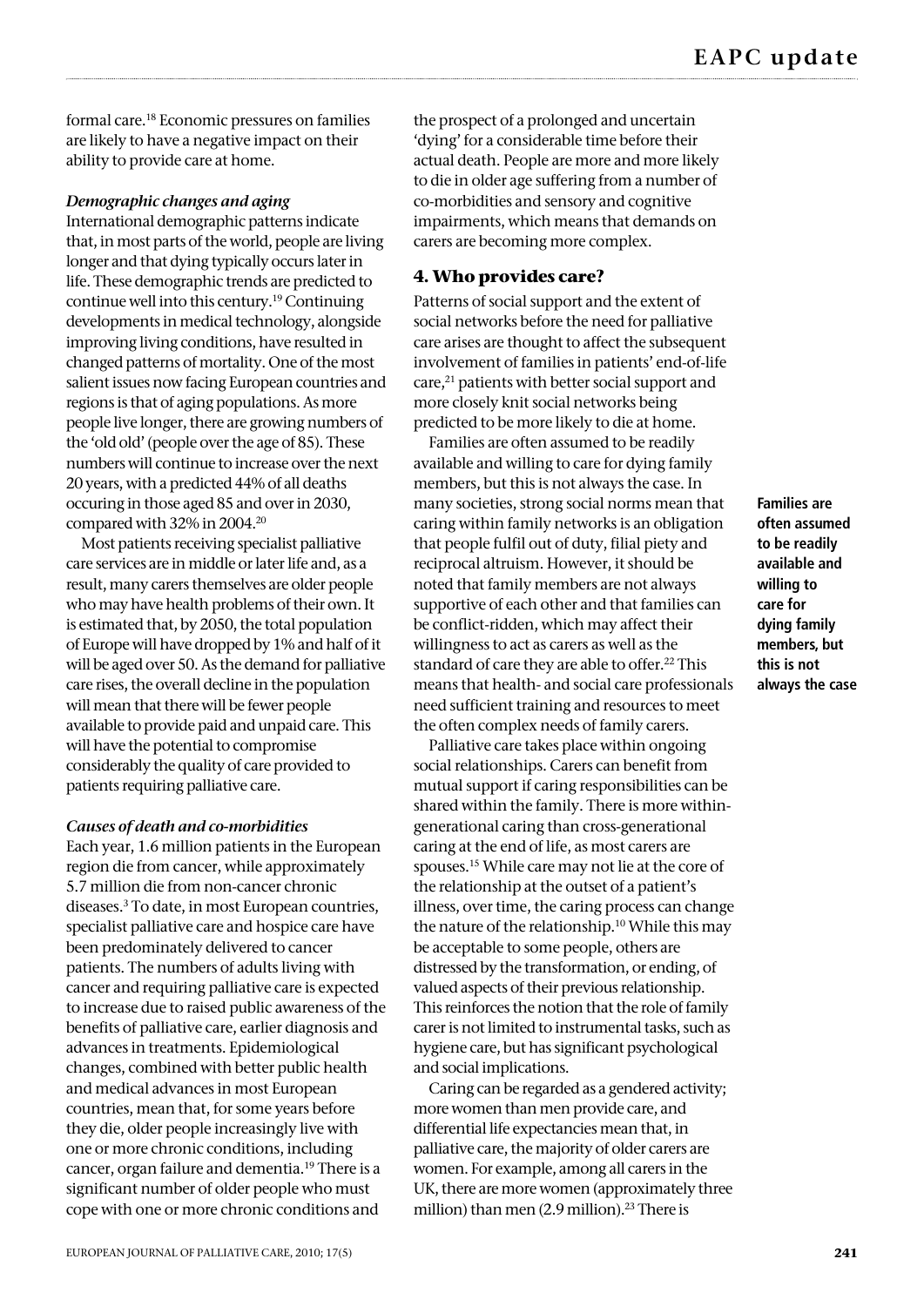formal care.[18] Economic pressures on families are likely to have a negative impact on their ability to provide care at home.

***Demographic changes and aging***

International demographic patterns indicate that, in most parts of the world, people are living longer and that dying typically occurs later in life. These demographic trends are predicted to continue well into this century.[19] Continuing developments in medical technology, alongside improving living conditions, have resulted in changed patterns of mortality. One of the most salient issues now facing European countries and regions is that of aging populations. As more people live longer, there are growing numbers of the 'old old' (people over the age of 85). These numbers will continue to increase over the next 20 years, with a predicted 44% of all deaths occuring in those aged 85 and over in 2030, compared with 32% in 2004.[20]

Most patients receiving specialist palliative care services are in middle or later life and, as a result, many carers themselves are older people who may have health problems of their own. It is estimated that, by 2050, the total population of Europe will have dropped by 1% and half of it will be aged over 50. As the demand for palliative care rises, the overall decline in the population will mean that there will be fewer people available to provide paid and unpaid care. This will have the potential to compromise considerably the quality of care provided to patients requiring palliative care.

***Causes of death and co-morbidities***

Each year, 1.6 million patients in the European region die from cancer, while approximately 5.7 million die from non-cancer chronic diseases.[3] To date, in most European countries, specialist palliative care and hospice care have been predominately delivered to cancer patients. The numbers of adults living with cancer and requiring palliative care is expected to increase due to raised public awareness of the benefits of palliative care, earlier diagnosis and advances in treatments. Epidemiological changes, combined with better public health and medical advances in most European countries, mean that, for some years before they die, older people increasingly live with one or more chronic conditions, including cancer, organ failure and dementia.[19] There is a significant number of older people who must cope with one or more chronic conditions and the prospect of a prolonged and uncertain 'dying' for a considerable time before their actual death. People are more and more likely to die in older age suffering from a number of co-morbidities and sensory and cognitive impairments, which means that demands on carers are becoming more complex.

## 4. Who provides care?

Patterns of social support and the extent of social networks before the need for palliative care arises are thought to affect the subsequent involvement of families in patients' end-of-life care,[21] patients with better social support and more closely knit social networks being predicted to be more likely to die at home.

Families are often assumed to be readily available and willing to care for dying family members, but this is not always the case. In many societies, strong social norms mean that caring within family networks is an obligation that people fulfil out of duty, filial piety and reciprocal altruism. However, it should be noted that family members are not always supportive of each other and that families can be conflict-ridden, which may affect their willingness to act as carers as well as the standard of care they are able to offer.[22] This means that health- and social care professionals need sufficient training and resources to meet the often complex needs of family carers.

**Families are often assumed to be readily available and willing to care for dying family members, but this is not always the case**

Palliative care takes place within ongoing social relationships. Carers can benefit from mutual support if caring responsibilities can be shared within the family. There is more within-generational caring than cross-generational caring at the end of life, as most carers are spouses.[15] While care may not lie at the core of the relationship at the outset of a patient's illness, over time, the caring process can change the nature of the relationship.[10] While this may be acceptable to some people, others are distressed by the transformation, or ending, of valued aspects of their previous relationship. This reinforces the notion that the role of family carer is not limited to instrumental tasks, such as hygiene care, but has significant psychological and social implications.

Caring can be regarded as a gendered activity; more women than men provide care, and differential life expectancies mean that, in palliative care, the majority of older carers are women. For example, among all carers in the UK, there are more women (approximately three million) than men (2.9 million).[23] There is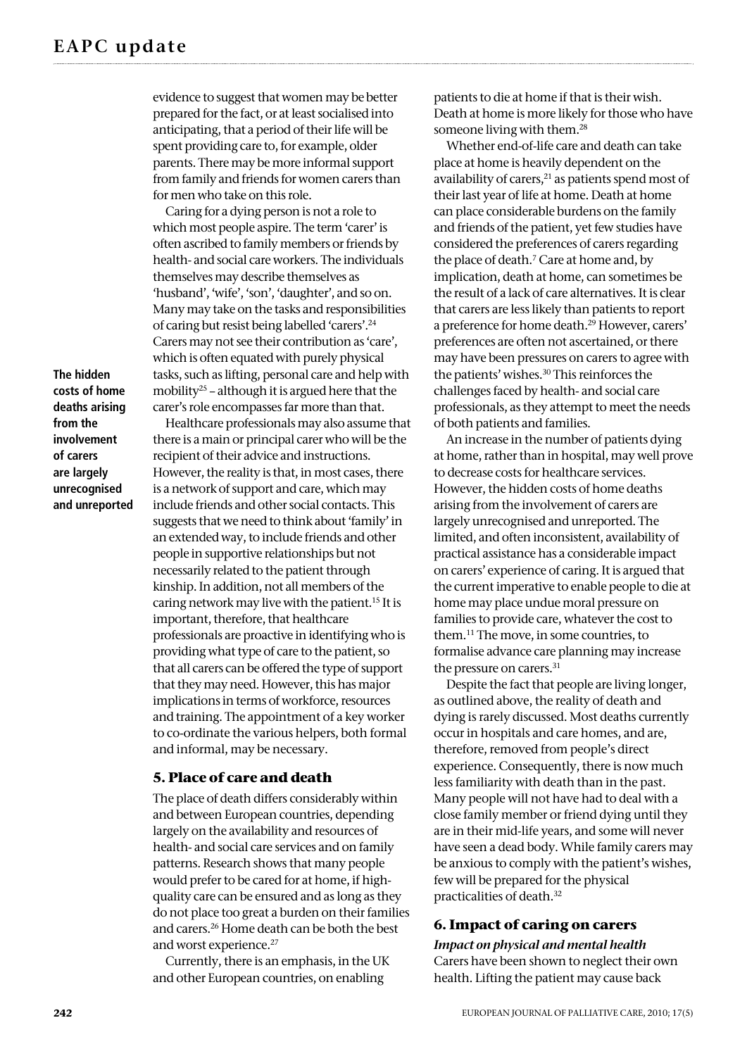evidence to suggest that women may be better prepared for the fact, or at least socialised into anticipating, that a period of their life will be spent providing care to, for example, older parents. There may be more informal support from family and friends for women carers than for men who take on this role.

Caring for a dying person is not a role to which most people aspire. The term 'carer' is often ascribed to family members or friends by health- and social care workers. The individuals themselves may describe themselves as 'husband', 'wife', 'son', 'daughter', and so on. Many may take on the tasks and responsibilities of caring but resist being labelled 'carers'.[24] Carers may not see their contribution as 'care', which is often equated with purely physical tasks, such as lifting, personal care and help with mobility[25] – although it is argued here that the carer's role encompasses far more than that.

**The hidden costs of home deaths arising from the involvement of carers are largely unrecognised and unreported**

Healthcare professionals may also assume that there is a main or principal carer who will be the recipient of their advice and instructions. However, the reality is that, in most cases, there is a network of support and care, which may include friends and other social contacts. This suggests that we need to think about 'family' in an extended way, to include friends and other people in supportive relationships but not necessarily related to the patient through kinship. In addition, not all members of the caring network may live with the patient.[15] It is important, therefore, that healthcare professionals are proactive in identifying who is providing what type of care to the patient, so that all carers can be offered the type of support that they may need. However, this has major implications in terms of workforce, resources and training. The appointment of a key worker to co-ordinate the various helpers, both formal and informal, may be necessary.

## 5. Place of care and death

The place of death differs considerably within and between European countries, depending largely on the availability and resources of health- and social care services and on family patterns. Research shows that many people would prefer to be cared for at home, if high-quality care can be ensured and as long as they do not place too great a burden on their families and carers.[26] Home death can be both the best and worst experience.[27]

Currently, there is an emphasis, in the UK and other European countries, on enabling patients to die at home if that is their wish. Death at home is more likely for those who have someone living with them.[28]

Whether end-of-life care and death can take place at home is heavily dependent on the availability of carers,[21] as patients spend most of their last year of life at home. Death at home can place considerable burdens on the family and friends of the patient, yet few studies have considered the preferences of carers regarding the place of death.[7] Care at home and, by implication, death at home, can sometimes be the result of a lack of care alternatives. It is clear that carers are less likely than patients to report a preference for home death.[29] However, carers' preferences are often not ascertained, or there may have been pressures on carers to agree with the patients' wishes.[30] This reinforces the challenges faced by health- and social care professionals, as they attempt to meet the needs of both patients and families.

An increase in the number of patients dying at home, rather than in hospital, may well prove to decrease costs for healthcare services. However, the hidden costs of home deaths arising from the involvement of carers are largely unrecognised and unreported. The limited, and often inconsistent, availability of practical assistance has a considerable impact on carers' experience of caring. It is argued that the current imperative to enable people to die at home may place undue moral pressure on families to provide care, whatever the cost to them.[11] The move, in some countries, to formalise advance care planning may increase the pressure on carers.[31]

Despite the fact that people are living longer, as outlined above, the reality of death and dying is rarely discussed. Most deaths currently occur in hospitals and care homes, and are, therefore, removed from people's direct experience. Consequently, there is now much less familiarity with death than in the past. Many people will not have had to deal with a close family member or friend dying until they are in their mid-life years, and some will never have seen a dead body. While family carers may be anxious to comply with the patient's wishes, few will be prepared for the physical practicalities of death.[32]

## 6. Impact of caring on carers

### *Impact on physical and mental health*

Carers have been shown to neglect their own health. Lifting the patient may cause back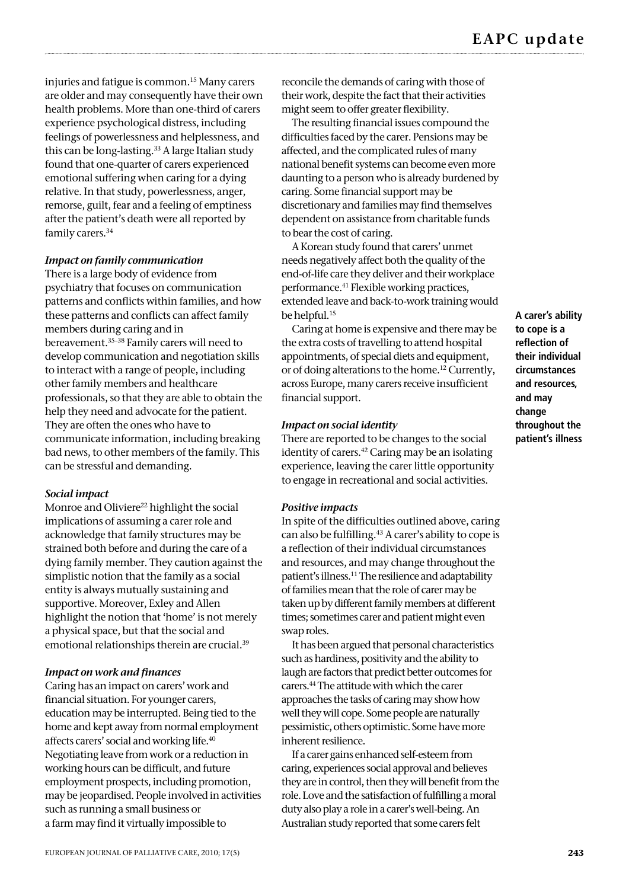injuries and fatigue is common.[15] Many carers are older and may consequently have their own health problems. More than one-third of carers experience psychological distress, including feelings of powerlessness and helplessness, and this can be long-lasting.[33] A large Italian study found that one-quarter of carers experienced emotional suffering when caring for a dying relative. In that study, powerlessness, anger, remorse, guilt, fear and a feeling of emptiness after the patient's death were all reported by family carers.[34]

***Impact on family communication***

There is a large body of evidence from psychiatry that focuses on communication patterns and conflicts within families, and how these patterns and conflicts can affect family members during caring and in bereavement.[35–38] Family carers will need to develop communication and negotiation skills to interact with a range of people, including other family members and healthcare professionals, so that they are able to obtain the help they need and advocate for the patient. They are often the ones who have to communicate information, including breaking bad news, to other members of the family. This can be stressful and demanding.

***Social impact***

Monroe and Oliviere[22] highlight the social implications of assuming a carer role and acknowledge that family structures may be strained both before and during the care of a dying family member. They caution against the simplistic notion that the family as a social entity is always mutually sustaining and supportive. Moreover, Exley and Allen highlight the notion that 'home' is not merely a physical space, but that the social and emotional relationships therein are crucial.[39]

***Impact on work and finances***

Caring has an impact on carers' work and financial situation. For younger carers, education may be interrupted. Being tied to the home and kept away from normal employment affects carers' social and working life.[40] Negotiating leave from work or a reduction in working hours can be difficult, and future employment prospects, including promotion, may be jeopardised. People involved in activities such as running a small business or a farm may find it virtually impossible to reconcile the demands of caring with those of their work, despite the fact that their activities might seem to offer greater flexibility.

The resulting financial issues compound the difficulties faced by the carer. Pensions may be affected, and the complicated rules of many national benefit systems can become even more daunting to a person who is already burdened by caring. Some financial support may be discretionary and families may find themselves dependent on assistance from charitable funds to bear the cost of caring.

A Korean study found that carers' unmet needs negatively affect both the quality of the end-of-life care they deliver and their workplace performance.[41] Flexible working practices, extended leave and back-to-work training would be helpful.[15]

Caring at home is expensive and there may be the extra costs of travelling to attend hospital appointments, of special diets and equipment, or of doing alterations to the home.[12] Currently, across Europe, many carers receive insufficient financial support.

***Impact on social identity***

There are reported to be changes to the social identity of carers.[42] Caring may be an isolating experience, leaving the carer little opportunity to engage in recreational and social activities.

***Positive impacts***

In spite of the difficulties outlined above, caring can also be fulfilling.[43] A carer's ability to cope is a reflection of their individual circumstances and resources, and may change throughout the patient's illness.[11] The resilience and adaptability of families mean that the role of carer may be taken up by different family members at different times; sometimes carer and patient might even swap roles.

**A carer's ability to cope is a reflection of their individual circumstances and resources, and may change throughout the patient's illness**

It has been argued that personal characteristics such as hardiness, positivity and the ability to laugh are factors that predict better outcomes for carers.[44] The attitude with which the carer approaches the tasks of caring may show how well they will cope. Some people are naturally pessimistic, others optimistic. Some have more inherent resilience.

If a carer gains enhanced self-esteem from caring, experiences social approval and believes they are in control, then they will benefit from the role. Love and the satisfaction of fulfilling a moral duty also play a role in a carer's well-being. An Australian study reported that some carers felt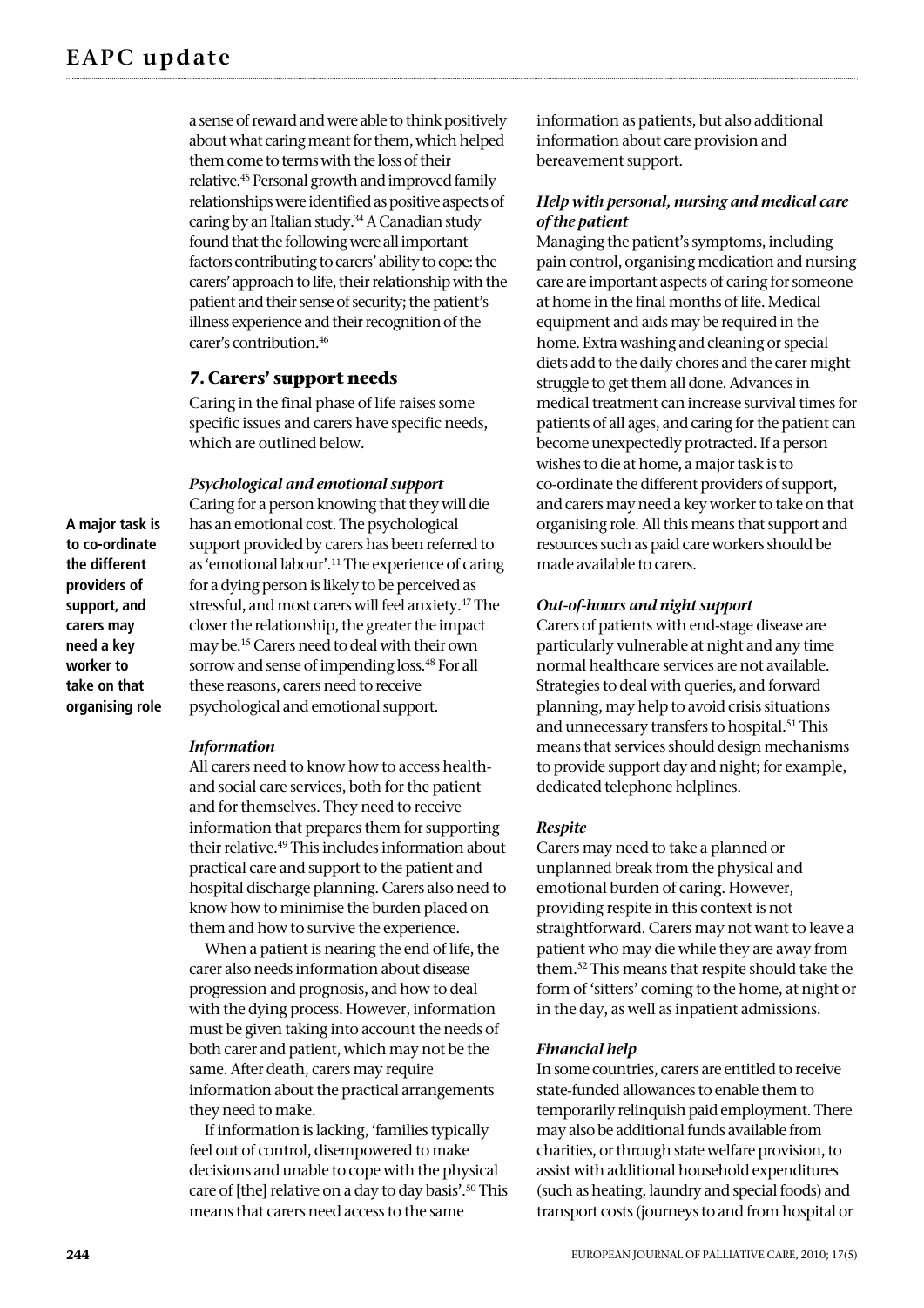a sense of reward and were able to think positively about what caring meant for them, which helped them come to terms with the loss of their relative.[45] Personal growth and improved family relationships were identified as positive aspects of caring by an Italian study.[34] A Canadian study found that the following were all important factors contributing to carers' ability to cope: the carers' approach to life, their relationship with the patient and their sense of security; the patient's illness experience and their recognition of the carer's contribution.[46]

## 7. Carers' support needs

Caring in the final phase of life raises some specific issues and carers have specific needs, which are outlined below.

### *Psychological and emotional support*

**A major task is to co-ordinate the different providers of support, and carers may need a key worker to take on that organising role**

Caring for a person knowing that they will die has an emotional cost. The psychological support provided by carers has been referred to as 'emotional labour'.[11] The experience of caring for a dying person is likely to be perceived as stressful, and most carers will feel anxiety.[47] The closer the relationship, the greater the impact may be.[15] Carers need to deal with their own sorrow and sense of impending loss.[48] For all these reasons, carers need to receive psychological and emotional support.

### *Information*

All carers need to know how to access health- and social care services, both for the patient and for themselves. They need to receive information that prepares them for supporting their relative.[49] This includes information about practical care and support to the patient and hospital discharge planning. Carers also need to know how to minimise the burden placed on them and how to survive the experience.

When a patient is nearing the end of life, the carer also needs information about disease progression and prognosis, and how to deal with the dying process. However, information must be given taking into account the needs of both carer and patient, which may not be the same. After death, carers may require information about the practical arrangements they need to make.

If information is lacking, 'families typically feel out of control, disempowered to make decisions and unable to cope with the physical care of [the] relative on a day to day basis'.[50] This means that carers need access to the same information as patients, but also additional information about care provision and bereavement support.

### *Help with personal, nursing and medical care of the patient*

Managing the patient's symptoms, including pain control, organising medication and nursing care are important aspects of caring for someone at home in the final months of life. Medical equipment and aids may be required in the home. Extra washing and cleaning or special diets add to the daily chores and the carer might struggle to get them all done. Advances in medical treatment can increase survival times for patients of all ages, and caring for the patient can become unexpectedly protracted. If a person wishes to die at home, a major task is to co-ordinate the different providers of support, and carers may need a key worker to take on that organising role. All this means that support and resources such as paid care workers should be made available to carers.

### *Out-of-hours and night support*

Carers of patients with end-stage disease are particularly vulnerable at night and any time normal healthcare services are not available. Strategies to deal with queries, and forward planning, may help to avoid crisis situations and unnecessary transfers to hospital.[51] This means that services should design mechanisms to provide support day and night; for example, dedicated telephone helplines.

### *Respite*

Carers may need to take a planned or unplanned break from the physical and emotional burden of caring. However, providing respite in this context is not straightforward. Carers may not want to leave a patient who may die while they are away from them.[52] This means that respite should take the form of 'sitters' coming to the home, at night or in the day, as well as inpatient admissions.

### *Financial help*

In some countries, carers are entitled to receive state-funded allowances to enable them to temporarily relinquish paid employment. There may also be additional funds available from charities, or through state welfare provision, to assist with additional household expenditures (such as heating, laundry and special foods) and transport costs (journeys to and from hospital or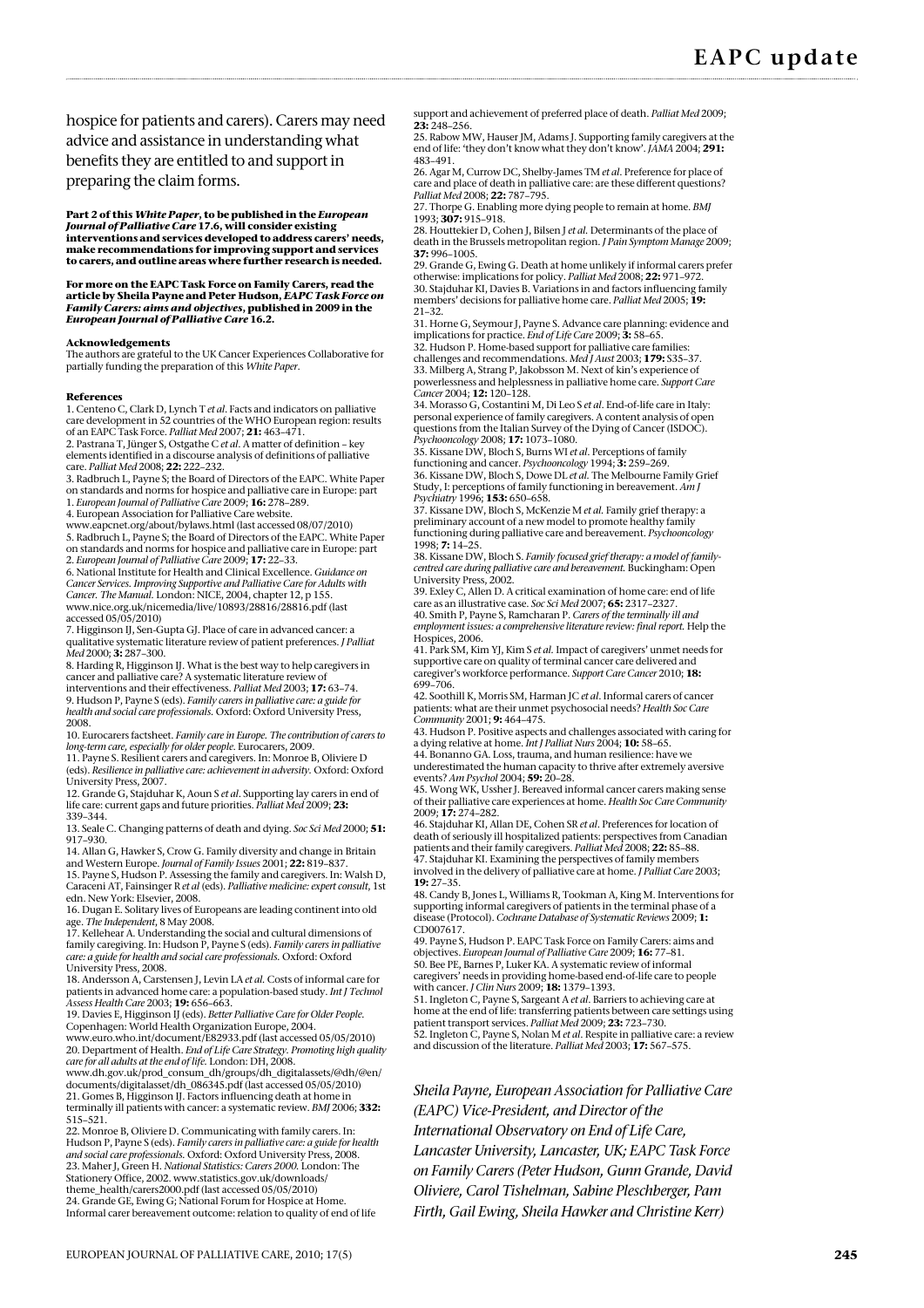hospice for patients and carers). Carers may need advice and assistance in understanding what benefits they are entitled to and support in preparing the claim forms.

**Part 2 of this *White Paper*, to be published in the *European Journal of Palliative Care* 17.6, will consider existing interventions and services developed to address carers' needs, make recommendations for improving support and services to carers, and outline areas where further research is needed.**

**For more on the EAPC Task Force on Family Carers, read the article by Sheila Payne and Peter Hudson, *EAPC Task Force on Family Carers: aims and objectives*, published in 2009 in the *European Journal of Palliative Care* 16.2.**

### Acknowledgements

The authors are grateful to the UK Cancer Experiences Collaborative for partially funding the preparation of this *White Paper*.

### References

1. Centeno C, Clark D, Lynch T *et al*. Facts and indicators on palliative care development in 52 countries of the WHO European region: results of an EAPC Task Force. *Palliat Med* 2007; **21:** 463–471.
2. Pastrana T, Jünger S, Ostgathe C *et al*. A matter of definition – key elements identified in a discourse analysis of definitions of palliative care. *Palliat Med* 2008; **22:** 222–232.
3. Radbruch L, Payne S; the Board of Directors of the EAPC. White Paper on standards and norms for hospice and palliative care in Europe: part 1. *European Journal of Palliative Care* 2009; **16:** 278–289.
4. European Association for Palliative Care website. www.eapcnet.org/about/bylaws.html (last accessed 08/07/2010)
5. Radbruch L, Payne S; the Board of Directors of the EAPC. White Paper on standards and norms for hospice and palliative care in Europe: part 2. *European Journal of Palliative Care* 2009; **17:** 22–33.
6. National Institute for Health and Clinical Excellence. *Guidance on Cancer Services. Improving Supportive and Palliative Care for Adults with Cancer. The Manual*. London: NICE, 2004, chapter 12, p 155. www.nice.org.uk/nicemedia/live/10893/28816/28816.pdf (last accessed 05/05/2010)
7. Higginson IJ, Sen-Gupta GJ. Place of care in advanced cancer: a qualitative systematic literature review of patient preferences. *J Palliat Med* 2000; **3:** 287–300.
8. Harding R, Higginson IJ. What is the best way to help caregivers in cancer and palliative care? A systematic literature review of interventions and their effectiveness. *Palliat Med* 2003; **17:** 63–74.
9. Hudson P, Payne S (eds). *Family carers in palliative care: a guide for health and social care professionals*. Oxford: Oxford University Press, 2008.
10. Eurocarers factsheet. *Family care in Europe. The contribution of carers to long-term care, especially for older people*. Eurocarers, 2009.
11. Payne S. Resilient carers and caregivers. In: Monroe B, Oliviere D (eds). *Resilience in palliative care: achievement in adversity*. Oxford: Oxford University Press, 2007.
12. Grande G, Stajduhar K, Aoun S *et al*. Supporting lay carers in end of life care: current gaps and future priorities. *Palliat Med* 2009; **23:** 339–344.
13. Seale C. Changing patterns of death and dying. *Soc Sci Med* 2000; **51:** 917–930.
14. Allan G, Hawker S, Crow G. Family diversity and change in Britain and Western Europe. *Journal of Family Issues* 2001; **22:** 819–837.
15. Payne S, Hudson P. Assessing the family and caregivers. In: Walsh D, Caraceni AT, Fainsinger R *et al* (eds). *Palliative medicine: expert consult*, 1st edn. New York: Elsevier, 2008.
16. Dugan E. Solitary lives of Europeans are leading continent into old age. *The Independent*, 8 May 2008.
17. Kellehear A. Understanding the social and cultural dimensions of family caregiving. In: Hudson P, Payne S (eds). *Family carers in palliative care: a guide for health and social care professionals*. Oxford: Oxford University Press, 2008.
18. Andersson A, Carstensen J, Levin LA *et al*. Costs of informal care for patients in advanced home care: a population-based study. *Int J Technol Assess Health Care* 2003; **19:** 656–663.
19. Davies E, Higginson IJ (eds). *Better Palliative Care for Older People*. Copenhagen: World Health Organization Europe, 2004. www.euro.who.int/document/E82933.pdf (last accessed 05/05/2010)
20. Department of Health. *End of Life Care Strategy. Promoting high quality care for all adults at the end of life*. London: DH, 2008. www.dh.gov.uk/prod_consum_dh/groups/dh_digitalassets/@dh/@en/documents/digitalasset/dh_086345.pdf (last accessed 05/05/2010)
21. Gomes B, Higginson IJ. Factors influencing death at home in terminally ill patients with cancer: a systematic review. *BMJ* 2006; **332:** 515–521.
22. Monroe B, Oliviere D. Communicating with family carers. In: Hudson P, Payne S (eds). *Family carers in palliative care: a guide for health and social care professionals*. Oxford: Oxford University Press, 2008.
23. Maher J, Green H. *National Statistics: Carers 2000*. London: The Stationery Office, 2002. www.statistics.gov.uk/downloads/theme_health/carers2000.pdf (last accessed 05/05/2010)
24. Grande GE, Ewing G; National Forum for Hospice at Home. Informal carer bereavement outcome: relation to quality of end of life support and achievement of preferred place of death. *Palliat Med* 2009; **23:** 248–256.
25. Rabow MW, Hauser JM, Adams J. Supporting family caregivers at the end of life: 'they don't know what they don't know'. *JAMA* 2004; **291:** 483–491.
26. Agar M, Currow DC, Shelby-James TM *et al*. Preference for place of care and place of death in palliative care: are these different questions? *Palliat Med* 2008; **22:** 787–795.
27. Thorpe G. Enabling more dying people to remain at home. *BMJ* 1993; **307:** 915–918.
28. Houttekier D, Cohen J, Bilsen J *et al*. Determinants of the place of death in the Brussels metropolitan region. *J Pain Symptom Manage* 2009; **37:** 996–1005.
29. Grande G, Ewing G. Death at home unlikely if informal carers prefer otherwise: implications for policy. *Palliat Med* 2008; **22:** 971–972.
30. Stajduhar KI, Davies B. Variations in and factors influencing family members' decisions for palliative home care. *Palliat Med* 2005; **19:** 21–32.
31. Horne G, Seymour J, Payne S. Advance care planning: evidence and implications for practice. *End of Life Care* 2009; **3:** 58–65.
32. Hudson P. Home-based support for palliative care families: challenges and recommendations. *Med J Aust* 2003; **179:** S35–37.
33. Milberg A, Strang P, Jakobsson M. Next of kin's experience of powerlessness and helplessness in palliative home care. *Support Care Cancer* 2004; **12:** 120–128.
34. Morasso G, Costantini M, Di Leo S *et al*. End-of-life care in Italy: personal experience of family caregivers. A content analysis of open questions from the Italian Survey of the Dying of Cancer (ISDOC). *Psychooncology* 2008; **17:** 1073–1080.
35. Kissane DW, Bloch S, Burns WI *et al*. Perceptions of family functioning and cancer. *Psychooncology* 1994; **3:** 259–269.
36. Kissane DW, Bloch S, Dowe DL *et al*. The Melbourne Family Grief Study, I: perceptions of family functioning in bereavement. *Am J Psychiatry* 1996; **153:** 650–658.
37. Kissane DW, Bloch S, McKenzie M *et al*. Family grief therapy: a preliminary account of a new model to promote healthy family functioning during palliative care and bereavement. *Psychooncology* 1998; **7:** 14–25.
38. Kissane DW, Bloch S. *Family focused grief therapy: a model of family-centred care during palliative care and bereavement*. Buckingham: Open University Press, 2002.
39. Exley C, Allen D. A critical examination of home care: end of life care as an illustrative case. *Soc Sci Med* 2007; **65:** 2317–2327.
40. Smith P, Payne S, Ramcharan P. *Carers of the terminally ill and employment issues: a comprehensive literature review: final report*. Help the Hospices, 2006.
41. Park SM, Kim YJ, Kim S *et al*. Impact of caregivers' unmet needs for supportive care on quality of terminal cancer care delivered and caregiver's workforce performance. *Support Care Cancer* 2010; **18:** 699–706.
42. Soothill K, Morris SM, Harman JC *et al*. Informal carers of cancer patients: what are their unmet psychosocial needs? *Health Soc Care Community* 2001; **9:** 464–475.
43. Hudson P. Positive aspects and challenges associated with caring for a dying relative at home. *Int J Palliat Nurs* 2004; **10:** 58–65.
44. Bonanno GA. Loss, trauma, and human resilience: have we underestimated the human capacity to thrive after extremely aversive events? *Am Psychol* 2004; **59:** 20–28.
45. Wong WK, Ussher J. Bereaved informal cancer carers making sense of their palliative care experiences at home. *Health Soc Care Community* 2009; **17:** 274–282.
46. Stajduhar KI, Allan DE, Cohen SR *et al*. Preferences for location of death of seriously ill hospitalized patients: perspectives from Canadian patients and their family caregivers. *Palliat Med* 2008; **22:** 85–88.
47. Stajduhar KI. Examining the perspectives of family members involved in the delivery of palliative care at home. *J Palliat Care* 2003; **19:** 27–35.
48. Candy B, Jones L, Williams R, Tookman A, King M. Interventions for supporting informal caregivers of patients in the terminal phase of a disease (Protocol). *Cochrane Database of Systematic Reviews* 2009; **1:** CD007617.
49. Payne S, Hudson P. EAPC Task Force on Family Carers: aims and objectives. *European Journal of Palliative Care* 2009; **16:** 77–81.
50. Bee PE, Barnes P, Luker KA. A systematic review of informal caregivers' needs in providing home-based end-of-life care to people with cancer. *J Clin Nurs* 2009; **18:** 1379–1393.
51. Ingleton C, Payne S, Sargeant A *et al*. Barriers to achieving care at home at the end of life: transferring patients between care settings using patient transport services. *Palliat Med* 2009; **23:** 723–730.
52. Ingleton C, Payne S, Nolan M *et al*. Respite in palliative care: a review and discussion of the literature. *Palliat Med* 2003; **17:** 567–575.

*Sheila Payne, European Association for Palliative Care (EAPC) Vice-President, and Director of the International Observatory on End of Life Care, Lancaster University, Lancaster, UK; EAPC Task Force on Family Carers (Peter Hudson, Gunn Grande, David Oliviere, Carol Tishelman, Sabine Pleschberger, Pam Firth, Gail Ewing, Sheila Hawker and Christine Kerr)*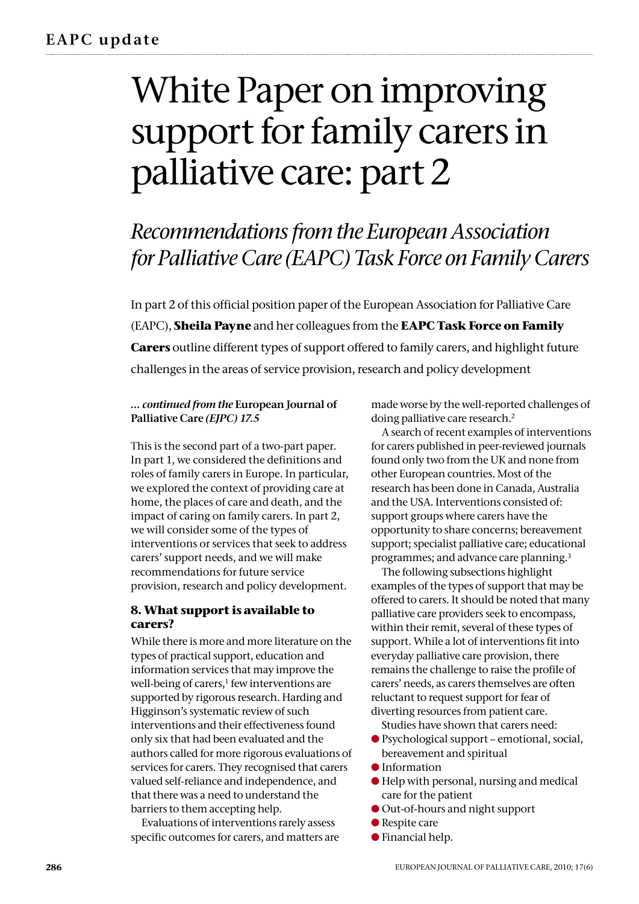# White Paper on improving support for family carers in palliative care: part 2

## *Recommendations from the European Association for Palliative Care (EAPC) Task Force on Family Carers*

In part 2 of this official position paper of the European Association for Palliative Care (EAPC), **Sheila Payne** and her colleagues from the **EAPC Task Force on Family Carers** outline different types of support offered to family carers, and highlight future challenges in the areas of service provision, research and policy development

***... continued from the* European Journal of Palliative Care *(EJPC) 17.5***

This is the second part of a two-part paper. In part 1, we considered the definitions and roles of family carers in Europe. In particular, we explored the context of providing care at home, the places of care and death, and the impact of caring on family carers. In part 2, we will consider some of the types of interventions or services that seek to address carers' support needs, and we will make recommendations for future service provision, research and policy development.

### 8. What support is available to carers?

While there is more and more literature on the types of practical support, education and information services that may improve the well-being of carers,[1] few interventions are supported by rigorous research. Harding and Higginson's systematic review of such interventions and their effectiveness found only six that had been evaluated and the authors called for more rigorous evaluations of services for carers. They recognised that carers valued self-reliance and independence, and that there was a need to understand the barriers to them accepting help.

Evaluations of interventions rarely assess specific outcomes for carers, and matters are made worse by the well-reported challenges of doing palliative care research.[2]

A search of recent examples of interventions for carers published in peer-reviewed journals found only two from the UK and none from other European countries. Most of the research has been done in Canada, Australia and the USA. Interventions consisted of: support groups where carers have the opportunity to share concerns; bereavement support; specialist palliative care; educational programmes; and advance care planning.[3]

The following subsections highlight examples of the types of support that may be offered to carers. It should be noted that many palliative care providers seek to encompass, within their remit, several of these types of support. While a lot of interventions fit into everyday palliative care provision, there remains the challenge to raise the profile of carers' needs, as carers themselves are often reluctant to request support for fear of diverting resources from patient care.

Studies have shown that carers need:

- Psychological support – emotional, social, bereavement and spiritual
- Information
- Help with personal, nursing and medical care for the patient
- Out-of-hours and night support
- Respite care
- Financial help.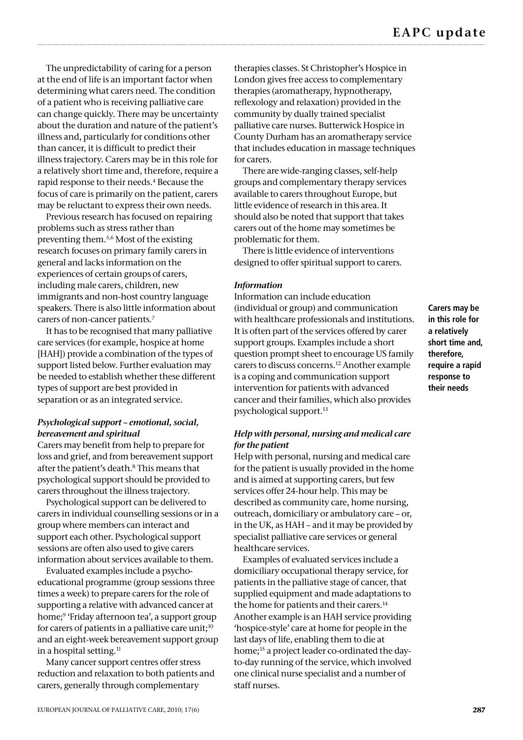The unpredictability of caring for a person at the end of life is an important factor when determining what carers need. The condition of a patient who is receiving palliative care can change quickly. There may be uncertainty about the duration and nature of the patient's illness and, particularly for conditions other than cancer, it is difficult to predict their illness trajectory. Carers may be in this role for a relatively short time and, therefore, require a rapid response to their needs.[4] Because the focus of care is primarily on the patient, carers may be reluctant to express their own needs.

Previous research has focused on repairing problems such as stress rather than preventing them.[5,6] Most of the existing research focuses on primary family carers in general and lacks information on the experiences of certain groups of carers, including male carers, children, new immigrants and non-host country language speakers. There is also little information about carers of non-cancer patients.[7]

It has to be recognised that many palliative care services (for example, hospice at home [HAH]) provide a combination of the types of support listed below. Further evaluation may be needed to establish whether these different types of support are best provided in separation or as an integrated service.

### *Psychological support – emotional, social, bereavement and spiritual*

Carers may benefit from help to prepare for loss and grief, and from bereavement support after the patient's death.[8] This means that psychological support should be provided to carers throughout the illness trajectory.

Psychological support can be delivered to carers in individual counselling sessions or in a group where members can interact and support each other. Psychological support sessions are often also used to give carers information about services available to them.

Evaluated examples include a psycho-educational programme (group sessions three times a week) to prepare carers for the role of supporting a relative with advanced cancer at home;[9] 'Friday afternoon tea', a support group for carers of patients in a palliative care unit;[10] and an eight-week bereavement support group in a hospital setting.[11]

Many cancer support centres offer stress reduction and relaxation to both patients and carers, generally through complementary therapies classes. St Christopher's Hospice in London gives free access to complementary therapies (aromatherapy, hypnotherapy, reflexology and relaxation) provided in the community by dually trained specialist palliative care nurses. Butterwick Hospice in County Durham has an aromatherapy service that includes education in massage techniques for carers.

There are wide-ranging classes, self-help groups and complementary therapy services available to carers throughout Europe, but little evidence of research in this area. It should also be noted that support that takes carers out of the home may sometimes be problematic for them.

There is little evidence of interventions designed to offer spiritual support to carers.

### *Information*

Information can include education (individual or group) and communication with healthcare professionals and institutions. It is often part of the services offered by carer support groups. Examples include a short question prompt sheet to encourage US family carers to discuss concerns.[12] Another example is a coping and communication support intervention for patients with advanced cancer and their families, which also provides psychological support.[13]

**Carers may be in this role for a relatively short time and, therefore, require a rapid response to their needs**

### *Help with personal, nursing and medical care for the patient*

Help with personal, nursing and medical care for the patient is usually provided in the home and is aimed at supporting carers, but few services offer 24-hour help. This may be described as community care, home nursing, outreach, domiciliary or ambulatory care – or, in the UK, as HAH – and it may be provided by specialist palliative care services or general healthcare services.

Examples of evaluated services include a domiciliary occupational therapy service, for patients in the palliative stage of cancer, that supplied equipment and made adaptations to the home for patients and their carers.[14] Another example is an HAH service providing 'hospice-style' care at home for people in the last days of life, enabling them to die at home;[15] a project leader co-ordinated the day-to-day running of the service, which involved one clinical nurse specialist and a number of staff nurses.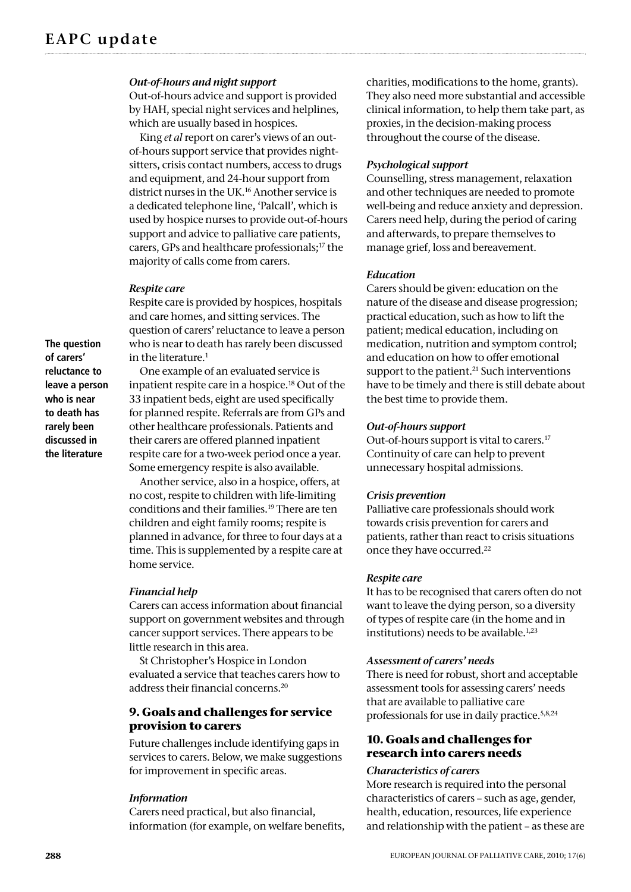### *Out-of-hours and night support*

Out-of-hours advice and support is provided by HAH, special night services and helplines, which are usually based in hospices.

King *et al* report on carer's views of an out-of-hours support service that provides night-sitters, crisis contact numbers, access to drugs and equipment, and 24-hour support from district nurses in the UK.[16] Another service is a dedicated telephone line, 'Palcall', which is used by hospice nurses to provide out-of-hours support and advice to palliative care patients, carers, GPs and healthcare professionals;[17] the majority of calls come from carers.

### *Respite care*

Respite care is provided by hospices, hospitals and care homes, and sitting services. The question of carers' reluctance to leave a person who is near to death has rarely been discussed in the literature.[1]

**The question of carers' reluctance to leave a person who is near to death has rarely been discussed in the literature**

One example of an evaluated service is inpatient respite care in a hospice.[18] Out of the 33 inpatient beds, eight are used specifically for planned respite. Referrals are from GPs and other healthcare professionals. Patients and their carers are offered planned inpatient respite care for a two-week period once a year. Some emergency respite is also available.

Another service, also in a hospice, offers, at no cost, respite to children with life-limiting conditions and their families.[19] There are ten children and eight family rooms; respite is planned in advance, for three to four days at a time. This is supplemented by a respite care at home service.

### *Financial help*

Carers can access information about financial support on government websites and through cancer support services. There appears to be little research in this area.

St Christopher's Hospice in London evaluated a service that teaches carers how to address their financial concerns.[20]

## 9. Goals and challenges for service provision to carers

Future challenges include identifying gaps in services to carers. Below, we make suggestions for improvement in specific areas.

### *Information*

Carers need practical, but also financial, information (for example, on welfare benefits, charities, modifications to the home, grants). They also need more substantial and accessible clinical information, to help them take part, as proxies, in the decision-making process throughout the course of the disease.

### *Psychological support*

Counselling, stress management, relaxation and other techniques are needed to promote well-being and reduce anxiety and depression. Carers need help, during the period of caring and afterwards, to prepare themselves to manage grief, loss and bereavement.

### *Education*

Carers should be given: education on the nature of the disease and disease progression; practical education, such as how to lift the patient; medical education, including on medication, nutrition and symptom control; and education on how to offer emotional support to the patient.[21] Such interventions have to be timely and there is still debate about the best time to provide them.

### *Out-of-hours support*

Out-of-hours support is vital to carers.[17] Continuity of care can help to prevent unnecessary hospital admissions.

### *Crisis prevention*

Palliative care professionals should work towards crisis prevention for carers and patients, rather than react to crisis situations once they have occurred.[22]

### *Respite care*

It has to be recognised that carers often do not want to leave the dying person, so a diversity of types of respite care (in the home and in institutions) needs to be available.[1,23]

### *Assessment of carers' needs*

There is need for robust, short and acceptable assessment tools for assessing carers' needs that are available to palliative care professionals for use in daily practice.[5,8,24]

## 10. Goals and challenges for research into carers needs

### *Characteristics of carers*

More research is required into the personal characteristics of carers – such as age, gender, health, education, resources, life experience and relationship with the patient – as these are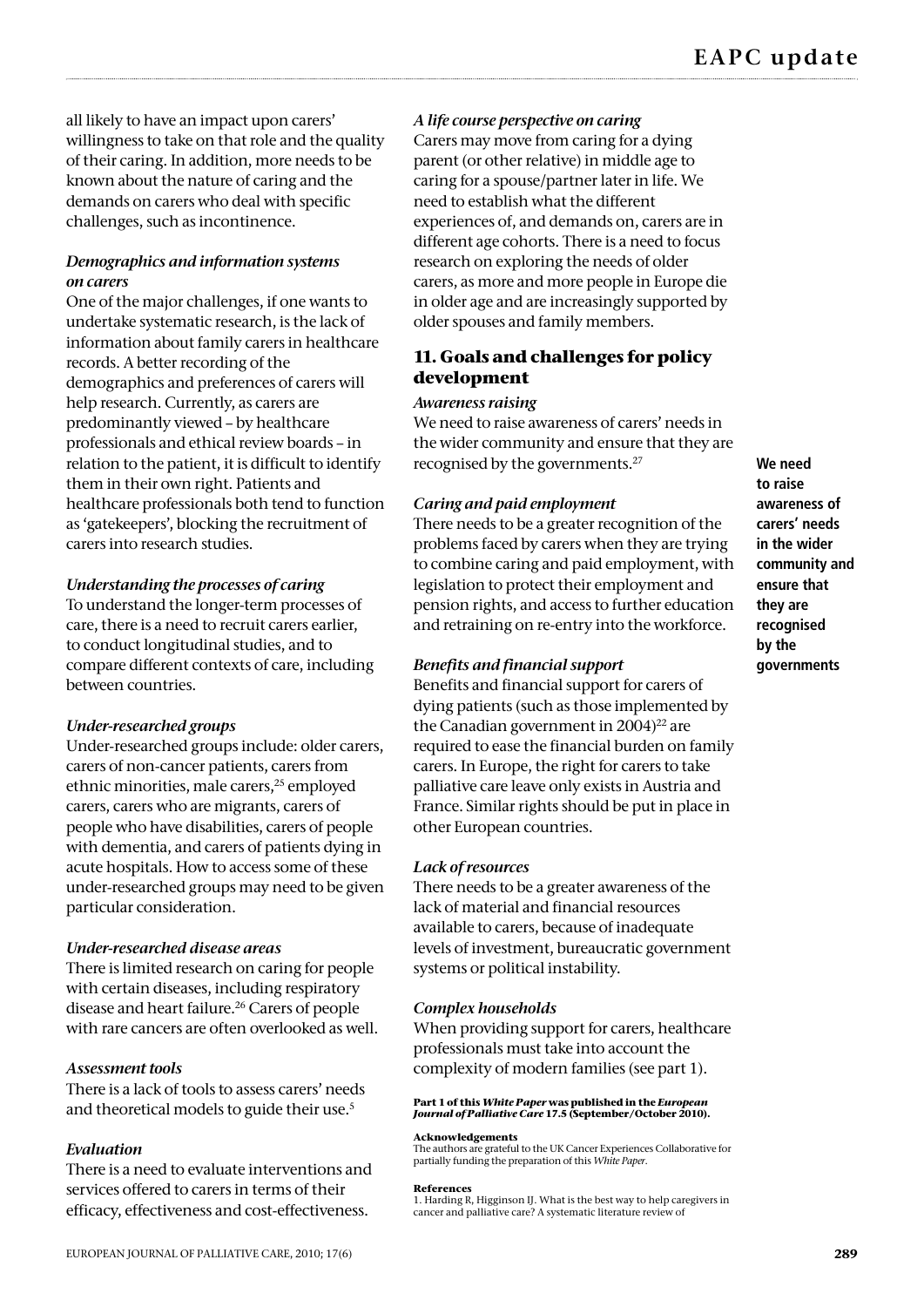all likely to have an impact upon carers' willingness to take on that role and the quality of their caring. In addition, more needs to be known about the nature of caring and the demands on carers who deal with specific challenges, such as incontinence.

### *Demographics and information systems on carers*

One of the major challenges, if one wants to undertake systematic research, is the lack of information about family carers in healthcare records. A better recording of the demographics and preferences of carers will help research. Currently, as carers are predominantly viewed – by healthcare professionals and ethical review boards – in relation to the patient, it is difficult to identify them in their own right. Patients and healthcare professionals both tend to function as 'gatekeepers', blocking the recruitment of carers into research studies.

### *Understanding the processes of caring*

To understand the longer-term processes of care, there is a need to recruit carers earlier, to conduct longitudinal studies, and to compare different contexts of care, including between countries.

### *Under-researched groups*

Under-researched groups include: older carers, carers of non-cancer patients, carers from ethnic minorities, male carers,[25] employed carers, carers who are migrants, carers of people who have disabilities, carers of people with dementia, and carers of patients dying in acute hospitals. How to access some of these under-researched groups may need to be given particular consideration.

### *Under-researched disease areas*

There is limited research on caring for people with certain diseases, including respiratory disease and heart failure.[26] Carers of people with rare cancers are often overlooked as well.

### *Assessment tools*

There is a lack of tools to assess carers' needs and theoretical models to guide their use.[5]

### *Evaluation*

There is a need to evaluate interventions and services offered to carers in terms of their efficacy, effectiveness and cost-effectiveness.

### *A life course perspective on caring*

Carers may move from caring for a dying parent (or other relative) in middle age to caring for a spouse/partner later in life. We need to establish what the different experiences of, and demands on, carers are in different age cohorts. There is a need to focus research on exploring the needs of older carers, as more and more people in Europe die in older age and are increasingly supported by older spouses and family members.

## 11. Goals and challenges for policy development

### *Awareness raising*

We need to raise awareness of carers' needs in the wider community and ensure that they are recognised by the governments.[27]

**We need to raise awareness of carers' needs in the wider community and ensure that they are recognised by the governments**

### *Caring and paid employment*

There needs to be a greater recognition of the problems faced by carers when they are trying to combine caring and paid employment, with legislation to protect their employment and pension rights, and access to further education and retraining on re-entry into the workforce.

### *Benefits and financial support*

Benefits and financial support for carers of dying patients (such as those implemented by the Canadian government in 2004)[22] are required to ease the financial burden on family carers. In Europe, the right for carers to take palliative care leave only exists in Austria and France. Similar rights should be put in place in other European countries.

### *Lack of resources*

There needs to be a greater awareness of the lack of material and financial resources available to carers, because of inadequate levels of investment, bureaucratic government systems or political instability.

### *Complex households*

When providing support for carers, healthcare professionals must take into account the complexity of modern families (see part 1).

**Part 1 of this *White Paper* was published in the *European Journal of Palliative Care* 17.5 (September/October 2010).**

**Acknowledgements**

The authors are grateful to the UK Cancer Experiences Collaborative for partially funding the preparation of this *White Paper*.

**References**

1. Harding R, Higginson IJ. What is the best way to help caregivers in cancer and palliative care? A systematic literature review of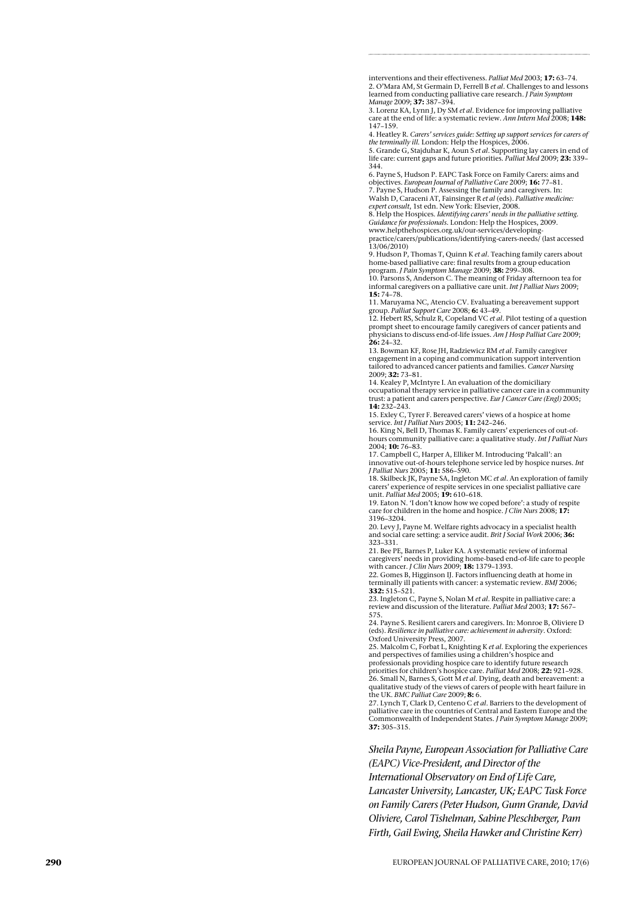interventions and their effectiveness. *Palliat Med* 2003; **17:** 63–74.

2. O'Mara AM, St Germain D, Ferrell B *et al*. Challenges to and lessons learned from conducting palliative care research. *J Pain Symptom Manage* 2009; **37:** 387–394.

3. Lorenz KA, Lynn J, Dy SM *et al*. Evidence for improving palliative care at the end of life: a systematic review. *Ann Intern Med* 2008; **148:** 147–159.

4. Heatley R. *Carers' services guide: Setting up support services for carers of the terminally ill*. London: Help the Hospices, 2006.

5. Grande G, Stajduhar K, Aoun S *et al*. Supporting lay carers in end of life care: current gaps and future priorities. *Palliat Med* 2009; **23:** 339–344.

6. Payne S, Hudson P. EAPC Task Force on Family Carers: aims and objectives. *European Journal of Palliative Care* 2009; **16:** 77–81.

7. Payne S, Hudson P. Assessing the family and caregivers. In: Walsh D, Caraceni AT, Fainsinger R *et al* (eds). *Palliative medicine: expert consult*, 1st edn. New York: Elsevier, 2008.

8. Help the Hospices. *Identifying carers' needs in the palliative setting. Guidance for professionals*. London: Help the Hospices, 2009. www.helpthehospices.org.uk/our-services/developing-practice/carers/publications/identifying-carers-needs/ (last accessed 13/06/2010)

9. Hudson P, Thomas T, Quinn K *et al*. Teaching family carers about home-based palliative care: final results from a group education program. *J Pain Symptom Manage* 2009; **38:** 299–308.

10. Parsons S, Anderson C. The meaning of Friday afternoon tea for informal caregivers on a palliative care unit. *Int J Palliat Nurs* 2009; **15:** 74–78.

11. Maruyama NC, Atencio CV. Evaluating a bereavement support group. *Palliat Support Care* 2008; **6:** 43–49.

12. Hebert RS, Schulz R, Copeland VC *et al*. Pilot testing of a question prompt sheet to encourage family caregivers of cancer patients and physicians to discuss end-of-life issues. *Am J Hosp Palliat Care* 2009; **26:** 24–32.

13. Bowman KF, Rose JH, Radziewicz RM *et al*. Family caregiver engagement in a coping and communication support intervention tailored to advanced cancer patients and families. *Cancer Nursing* 2009; **32:** 73–81.

14. Kealey P, McIntyre I. An evaluation of the domiciliary occupational therapy service in palliative cancer care in a community trust: a patient and carers perspective. *Eur J Cancer Care (Engl)* 2005; **14:** 232–243.

15. Exley C, Tyrer F. Bereaved carers' views of a hospice at home service. *Int J Palliat Nurs* 2005; **11:** 242–246.

16. King N, Bell D, Thomas K. Family carers' experiences of out-of-hours community palliative care: a qualitative study. *Int J Palliat Nurs* 2004; **10:** 76–83.

17. Campbell C, Harper A, Elliker M. Introducing 'Palcall': an innovative out-of-hours telephone service led by hospice nurses. *Int J Palliat Nurs* 2005; **11:** 586–590.

18. Skilbeck JK, Payne SA, Ingleton MC *et al*. An exploration of family carers' experience of respite services in one specialist palliative care unit. *Palliat Med* 2005; **19:** 610–618.

19. Eaton N. 'I don't know how we coped before': a study of respite care for children in the home and hospice. *J Clin Nurs* 2008; **17:** 3196–3204.

20. Levy J, Payne M. Welfare rights advocacy in a specialist health and social care setting: a service audit. *Brit J Social Work* 2006; **36:** 323–331.

21. Bee PE, Barnes P, Luker KA. A systematic review of informal caregivers' needs in providing home-based end-of-life care to people with cancer. *J Clin Nurs* 2009; **18:** 1379–1393.

22. Gomes B, Higginson IJ. Factors influencing death at home in terminally ill patients with cancer: a systematic review. *BMJ* 2006; **332:** 515–521.

23. Ingleton C, Payne S, Nolan M *et al*. Respite in palliative care: a review and discussion of the literature. *Palliat Med* 2003; **17:** 567–575.

24. Payne S. Resilient carers and caregivers. In: Monroe B, Oliviere D (eds). *Resilience in palliative care: achievement in adversity*. Oxford: Oxford University Press, 2007.

25. Malcolm C, Forbat L, Knighting K *et al*. Exploring the experiences and perspectives of families using a children's hospice and professionals providing hospice care to identify future research priorities for children's hospice care. *Palliat Med* 2008; **22:** 921–928.

26. Small N, Barnes S, Gott M *et al*. Dying, death and bereavement: a qualitative study of the views of carers of people with heart failure in the UK. *BMC Palliat Care* 2009; **8:** 6.

27. Lynch T, Clark D, Centeno C *et al*. Barriers to the development of palliative care in the countries of Central and Eastern Europe and the Commonwealth of Independent States. *J Pain Symptom Manage* 2009; **37:** 305–315.

*Sheila Payne, European Association for Palliative Care (EAPC) Vice-President, and Director of the International Observatory on End of Life Care, Lancaster University, Lancaster, UK; EAPC Task Force on Family Carers (Peter Hudson, Gunn Grande, David Oliviere, Carol Tishelman, Sabine Pleschberger, Pam Firth, Gail Ewing, Sheila Hawker and Christine Kerr)*